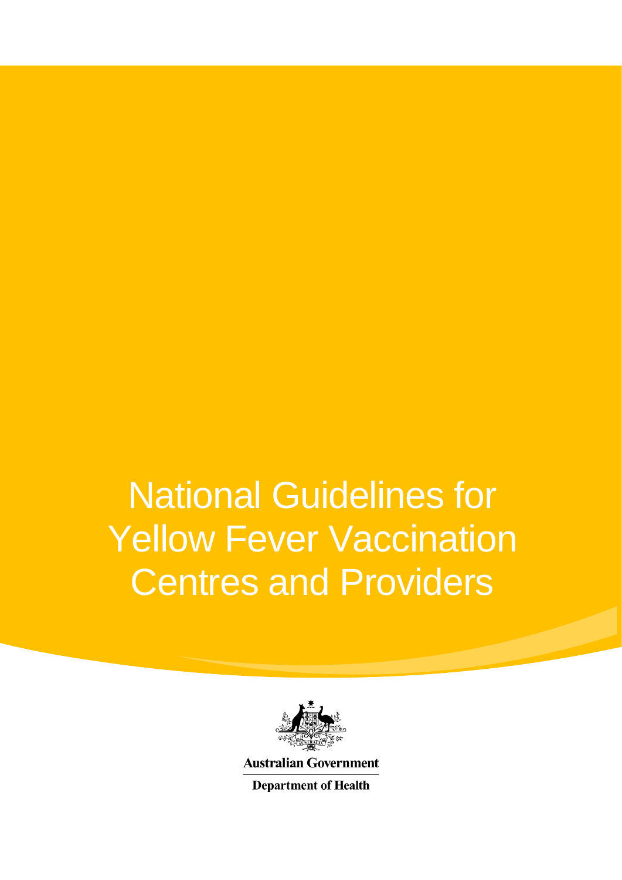# National Guidelines for Yellow Fever Vaccination Centres and Providers

Australian Government

Department of Health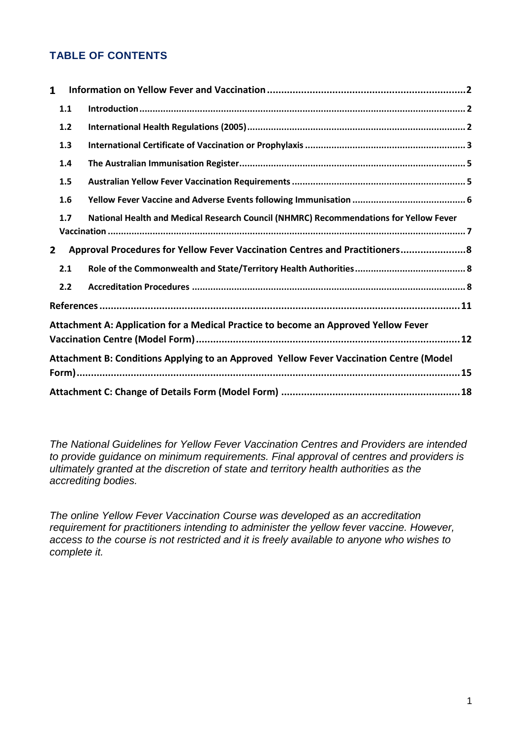## TABLE OF CONTENTS

**1 Information on Yellow Fever and Vaccination** .......... 2

- **1.1 Introduction** .......... 2
- **1.2 International Health Regulations (2005)** .......... 2
- **1.3 International Certificate of Vaccination or Prophylaxis** .......... 3
- **1.4 The Australian Immunisation Register** .......... 5
- **1.5 Australian Yellow Fever Vaccination Requirements** .......... 5
- **1.6 Yellow Fever Vaccine and Adverse Events following Immunisation** .......... 6
- **1.7 National Health and Medical Research Council (NHMRC) Recommendations for Yellow Fever Vaccination** .......... 7

**2 Approval Procedures for Yellow Fever Vaccination Centres and Practitioners** .......... 8

- **2.1 Role of the Commonwealth and State/Territory Health Authorities** .......... 8
- **2.2 Accreditation Procedures** .......... 8

**References** .......... 11

**Attachment A: Application for a Medical Practice to become an Approved Yellow Fever Vaccination Centre (Model Form)** .......... 12

**Attachment B: Conditions Applying to an Approved Yellow Fever Vaccination Centre (Model Form)** .......... 15

**Attachment C: Change of Details Form (Model Form)** .......... 18

*The National Guidelines for Yellow Fever Vaccination Centres and Providers are intended to provide guidance on minimum requirements. Final approval of centres and providers is ultimately granted at the discretion of state and territory health authorities as the accrediting bodies.*

*The online Yellow Fever Vaccination Course was developed as an accreditation requirement for practitioners intending to administer the yellow fever vaccine. However, access to the course is not restricted and it is freely available to anyone who wishes to complete it.*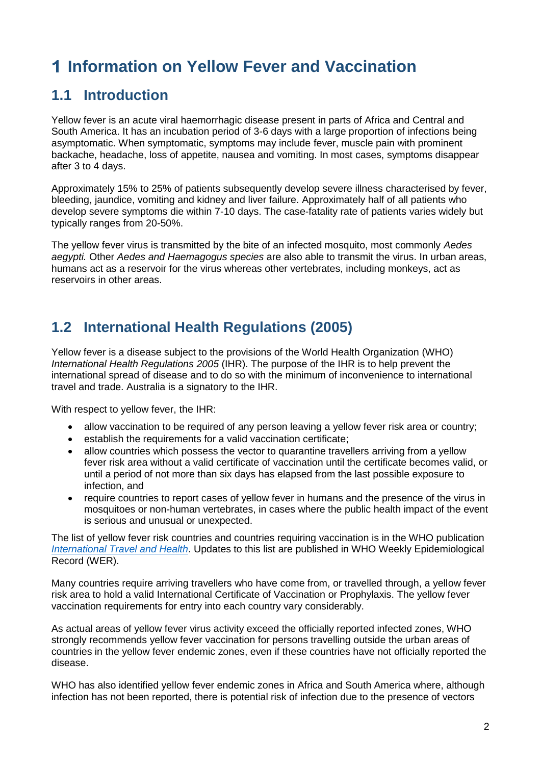# 1 Information on Yellow Fever and Vaccination

## 1.1 Introduction

Yellow fever is an acute viral haemorrhagic disease present in parts of Africa and Central and South America. It has an incubation period of 3-6 days with a large proportion of infections being asymptomatic. When symptomatic, symptoms may include fever, muscle pain with prominent backache, headache, loss of appetite, nausea and vomiting. In most cases, symptoms disappear after 3 to 4 days.

Approximately 15% to 25% of patients subsequently develop severe illness characterised by fever, bleeding, jaundice, vomiting and kidney and liver failure. Approximately half of all patients who develop severe symptoms die within 7-10 days. The case-fatality rate of patients varies widely but typically ranges from 20-50%.

The yellow fever virus is transmitted by the bite of an infected mosquito, most commonly *Aedes aegypti.* Other *Aedes and Haemagogus species* are also able to transmit the virus. In urban areas, humans act as a reservoir for the virus whereas other vertebrates, including monkeys, act as reservoirs in other areas.

## 1.2 International Health Regulations (2005)

Yellow fever is a disease subject to the provisions of the World Health Organization (WHO) *International Health Regulations 2005* (IHR). The purpose of the IHR is to help prevent the international spread of disease and to do so with the minimum of inconvenience to international travel and trade. Australia is a signatory to the IHR.

With respect to yellow fever, the IHR:

- allow vaccination to be required of any person leaving a yellow fever risk area or country;
- establish the requirements for a valid vaccination certificate;
- allow countries which possess the vector to quarantine travellers arriving from a yellow fever risk area without a valid certificate of vaccination until the certificate becomes valid, or until a period of not more than six days has elapsed from the last possible exposure to infection, and
- require countries to report cases of yellow fever in humans and the presence of the virus in mosquitoes or non-human vertebrates, in cases where the public health impact of the event is serious and unusual or unexpected.

The list of yellow fever risk countries and countries requiring vaccination is in the WHO publication *International Travel and Health*. Updates to this list are published in WHO Weekly Epidemiological Record (WER).

Many countries require arriving travellers who have come from, or travelled through, a yellow fever risk area to hold a valid International Certificate of Vaccination or Prophylaxis. The yellow fever vaccination requirements for entry into each country vary considerably.

As actual areas of yellow fever virus activity exceed the officially reported infected zones, WHO strongly recommends yellow fever vaccination for persons travelling outside the urban areas of countries in the yellow fever endemic zones, even if these countries have not officially reported the disease.

WHO has also identified yellow fever endemic zones in Africa and South America where, although infection has not been reported, there is potential risk of infection due to the presence of vectors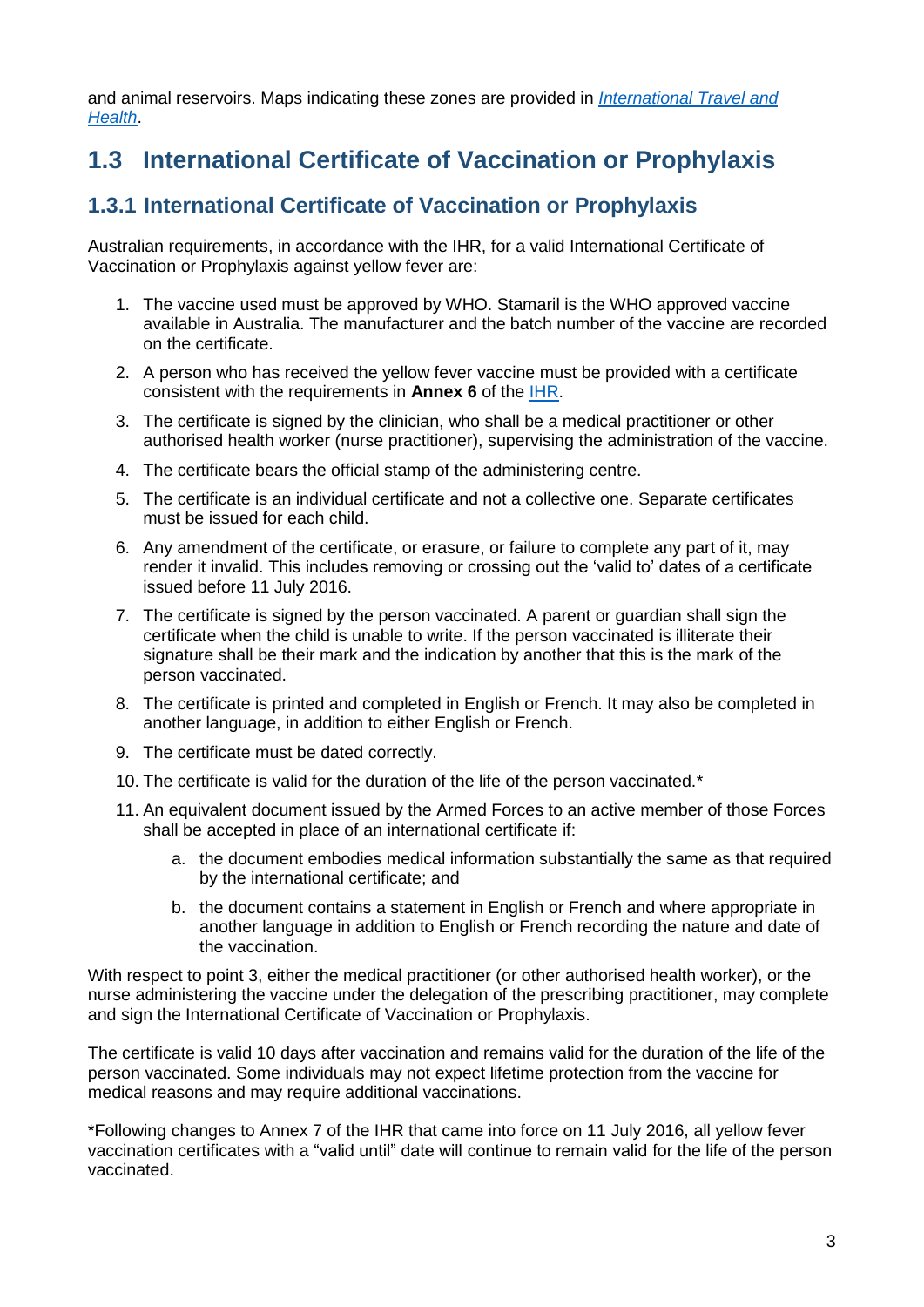and animal reservoirs. Maps indicating these zones are provided in [*International Travel and Health*](#).

## 1.3 International Certificate of Vaccination or Prophylaxis

### 1.3.1 International Certificate of Vaccination or Prophylaxis

Australian requirements, in accordance with the IHR, for a valid International Certificate of Vaccination or Prophylaxis against yellow fever are:

1. The vaccine used must be approved by WHO. Stamaril is the WHO approved vaccine available in Australia. The manufacturer and the batch number of the vaccine are recorded on the certificate.
2. A person who has received the yellow fever vaccine must be provided with a certificate consistent with the requirements in **Annex 6** of the [IHR](#).
3. The certificate is signed by the clinician, who shall be a medical practitioner or other authorised health worker (nurse practitioner), supervising the administration of the vaccine.
4. The certificate bears the official stamp of the administering centre.
5. The certificate is an individual certificate and not a collective one. Separate certificates must be issued for each child.
6. Any amendment of the certificate, or erasure, or failure to complete any part of it, may render it invalid. This includes removing or crossing out the 'valid to' dates of a certificate issued before 11 July 2016.
7. The certificate is signed by the person vaccinated. A parent or guardian shall sign the certificate when the child is unable to write. If the person vaccinated is illiterate their signature shall be their mark and the indication by another that this is the mark of the person vaccinated.
8. The certificate is printed and completed in English or French. It may also be completed in another language, in addition to either English or French.
9. The certificate must be dated correctly.
10. The certificate is valid for the duration of the life of the person vaccinated.*
11. An equivalent document issued by the Armed Forces to an active member of those Forces shall be accepted in place of an international certificate if:
    a. the document embodies medical information substantially the same as that required by the international certificate; and
    b. the document contains a statement in English or French and where appropriate in another language in addition to English or French recording the nature and date of the vaccination.

With respect to point 3, either the medical practitioner (or other authorised health worker), or the nurse administering the vaccine under the delegation of the prescribing practitioner, may complete and sign the International Certificate of Vaccination or Prophylaxis.

The certificate is valid 10 days after vaccination and remains valid for the duration of the life of the person vaccinated. Some individuals may not expect lifetime protection from the vaccine for medical reasons and may require additional vaccinations.

*Following changes to Annex 7 of the IHR that came into force on 11 July 2016, all yellow fever vaccination certificates with a "valid until" date will continue to remain valid for the life of the person vaccinated.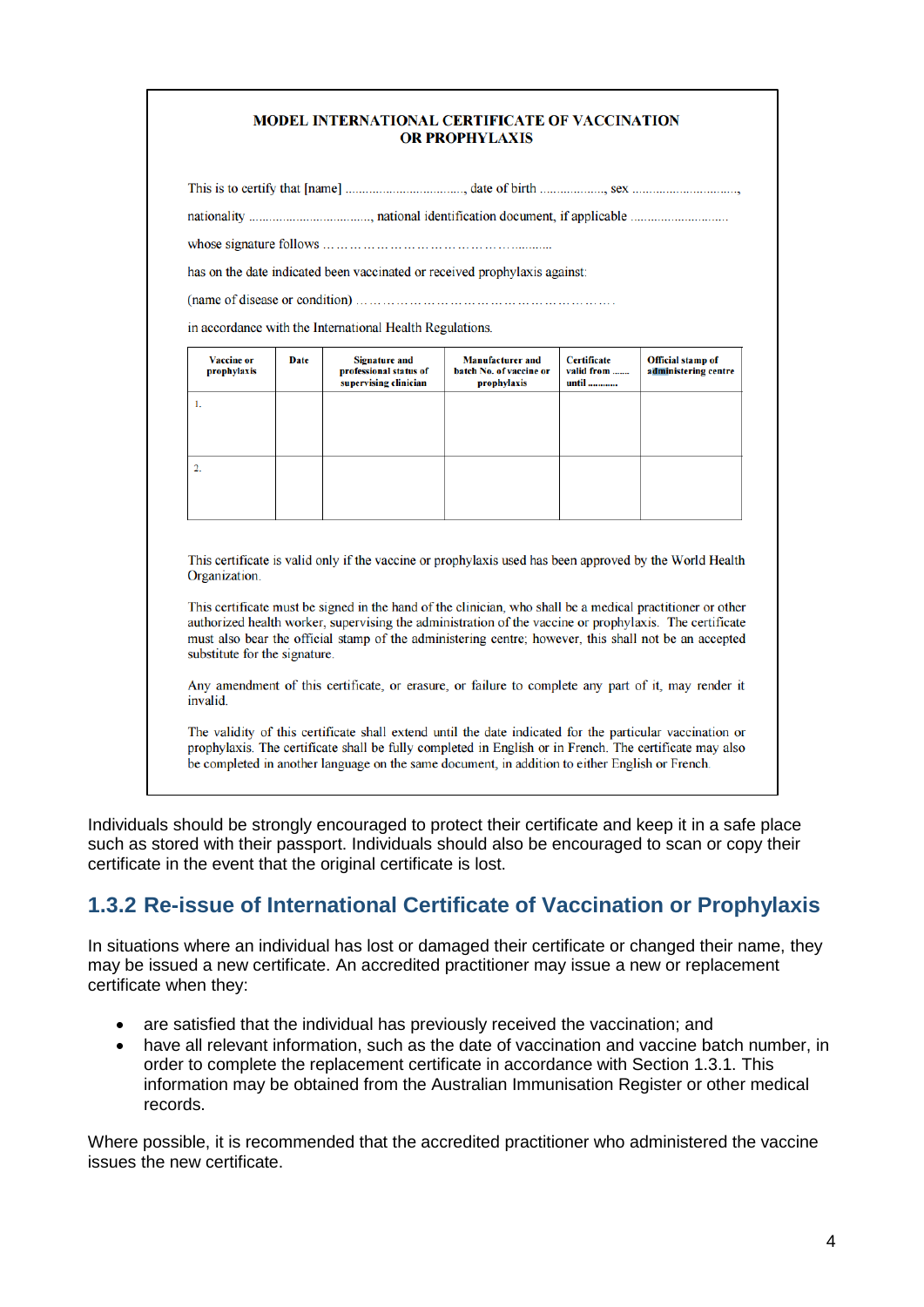**MODEL INTERNATIONAL CERTIFICATE OF VACCINATION OR PROPHYLAXIS**

This is to certify that [name] .................................., date of birth ..................., sex ..............................,

nationality ...................................., national identification document, if applicable ............................

whose signature follows ……………………………………..........

has on the date indicated been vaccinated or received prophylaxis against:

(name of disease or condition) ……………………………………………………….

in accordance with the International Health Regulations.

| Vaccine or prophylaxis | Date | Signature and professional status of supervising clinician | Manufacturer and batch No. of vaccine or prophylaxis | Certificate valid from ...... until ........... | Official stamp of administering centre |
|---|---|---|---|---|---|
| 1. | | | | | |
| 2. | | | | | |

This certificate is valid only if the vaccine or prophylaxis used has been approved by the World Health Organization.

This certificate must be signed in the hand of the clinician, who shall be a medical practitioner or other authorized health worker, supervising the administration of the vaccine or prophylaxis. The certificate must also bear the official stamp of the administering centre; however, this shall not be an accepted substitute for the signature.

Any amendment of this certificate, or erasure, or failure to complete any part of it, may render it invalid.

The validity of this certificate shall extend until the date indicated for the particular vaccination or prophylaxis. The certificate shall be fully completed in English or in French. The certificate may also be completed in another language on the same document, in addition to either English or French.

Individuals should be strongly encouraged to protect their certificate and keep it in a safe place such as stored with their passport. Individuals should also be encouraged to scan or copy their certificate in the event that the original certificate is lost.

### 1.3.2 Re-issue of International Certificate of Vaccination or Prophylaxis

In situations where an individual has lost or damaged their certificate or changed their name, they may be issued a new certificate. An accredited practitioner may issue a new or replacement certificate when they:

- are satisfied that the individual has previously received the vaccination; and
- have all relevant information, such as the date of vaccination and vaccine batch number, in order to complete the replacement certificate in accordance with Section 1.3.1. This information may be obtained from the Australian Immunisation Register or other medical records.

Where possible, it is recommended that the accredited practitioner who administered the vaccine issues the new certificate.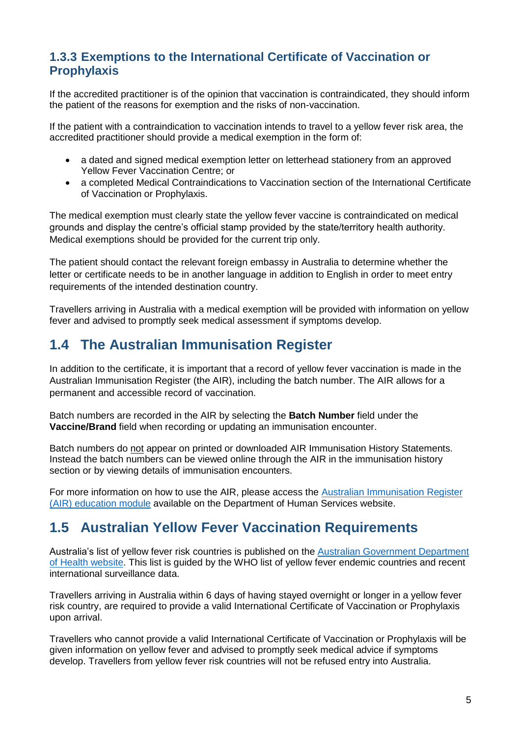### 1.3.3 Exemptions to the International Certificate of Vaccination or Prophylaxis

If the accredited practitioner is of the opinion that vaccination is contraindicated, they should inform the patient of the reasons for exemption and the risks of non-vaccination.

If the patient with a contraindication to vaccination intends to travel to a yellow fever risk area, the accredited practitioner should provide a medical exemption in the form of:

- a dated and signed medical exemption letter on letterhead stationery from an approved Yellow Fever Vaccination Centre; or
- a completed Medical Contraindications to Vaccination section of the International Certificate of Vaccination or Prophylaxis.

The medical exemption must clearly state the yellow fever vaccine is contraindicated on medical grounds and display the centre's official stamp provided by the state/territory health authority. Medical exemptions should be provided for the current trip only.

The patient should contact the relevant foreign embassy in Australia to determine whether the letter or certificate needs to be in another language in addition to English in order to meet entry requirements of the intended destination country.

Travellers arriving in Australia with a medical exemption will be provided with information on yellow fever and advised to promptly seek medical assessment if symptoms develop.

## 1.4 The Australian Immunisation Register

In addition to the certificate, it is important that a record of yellow fever vaccination is made in the Australian Immunisation Register (the AIR), including the batch number. The AIR allows for a permanent and accessible record of vaccination.

Batch numbers are recorded in the AIR by selecting the **Batch Number** field under the **Vaccine/Brand** field when recording or updating an immunisation encounter.

Batch numbers do not appear on printed or downloaded AIR Immunisation History Statements. Instead the batch numbers can be viewed online through the AIR in the immunisation history section or by viewing details of immunisation encounters.

For more information on how to use the AIR, please access the Australian Immunisation Register (AIR) education module available on the Department of Human Services website.

## 1.5 Australian Yellow Fever Vaccination Requirements

Australia's list of yellow fever risk countries is published on the Australian Government Department of Health website. This list is guided by the WHO list of yellow fever endemic countries and recent international surveillance data.

Travellers arriving in Australia within 6 days of having stayed overnight or longer in a yellow fever risk country, are required to provide a valid International Certificate of Vaccination or Prophylaxis upon arrival.

Travellers who cannot provide a valid International Certificate of Vaccination or Prophylaxis will be given information on yellow fever and advised to promptly seek medical advice if symptoms develop. Travellers from yellow fever risk countries will not be refused entry into Australia.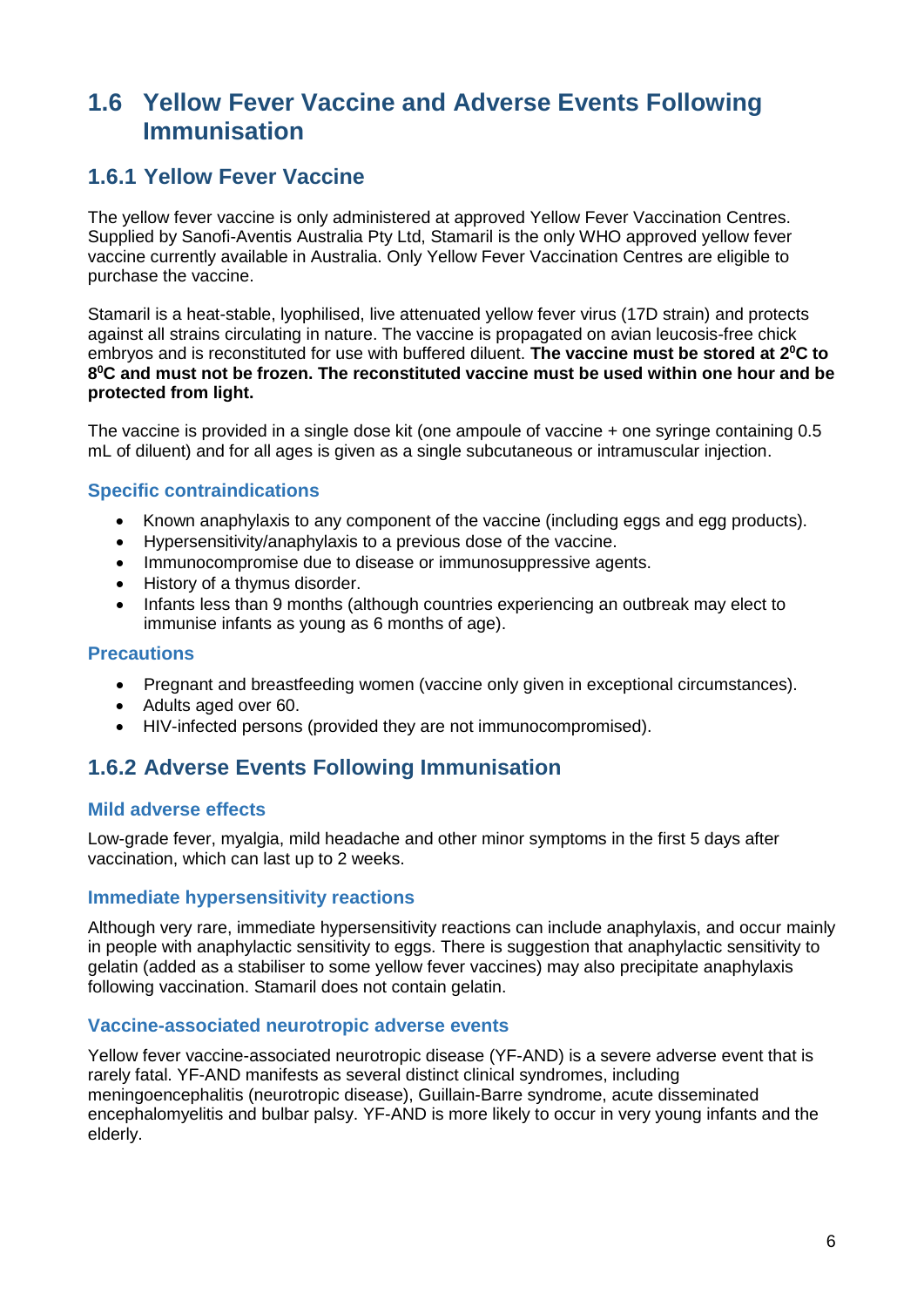## 1.6 Yellow Fever Vaccine and Adverse Events Following Immunisation

### 1.6.1 Yellow Fever Vaccine

The yellow fever vaccine is only administered at approved Yellow Fever Vaccination Centres. Supplied by Sanofi-Aventis Australia Pty Ltd, Stamaril is the only WHO approved yellow fever vaccine currently available in Australia. Only Yellow Fever Vaccination Centres are eligible to purchase the vaccine.

Stamaril is a heat-stable, lyophilised, live attenuated yellow fever virus (17D strain) and protects against all strains circulating in nature. The vaccine is propagated on avian leucosis-free chick embryos and is reconstituted for use with buffered diluent. **The vaccine must be stored at 2$^0$C to 8$^0$C and must not be frozen. The reconstituted vaccine must be used within one hour and be protected from light.**

The vaccine is provided in a single dose kit (one ampoule of vaccine + one syringe containing 0.5 mL of diluent) and for all ages is given as a single subcutaneous or intramuscular injection.

#### Specific contraindications

- Known anaphylaxis to any component of the vaccine (including eggs and egg products).
- Hypersensitivity/anaphylaxis to a previous dose of the vaccine.
- Immunocompromise due to disease or immunosuppressive agents.
- History of a thymus disorder.
- Infants less than 9 months (although countries experiencing an outbreak may elect to immunise infants as young as 6 months of age).

#### Precautions

- Pregnant and breastfeeding women (vaccine only given in exceptional circumstances).
- Adults aged over 60.
- HIV-infected persons (provided they are not immunocompromised).

### 1.6.2 Adverse Events Following Immunisation

#### Mild adverse effects

Low-grade fever, myalgia, mild headache and other minor symptoms in the first 5 days after vaccination, which can last up to 2 weeks.

#### Immediate hypersensitivity reactions

Although very rare, immediate hypersensitivity reactions can include anaphylaxis, and occur mainly in people with anaphylactic sensitivity to eggs. There is suggestion that anaphylactic sensitivity to gelatin (added as a stabiliser to some yellow fever vaccines) may also precipitate anaphylaxis following vaccination. Stamaril does not contain gelatin.

#### Vaccine-associated neurotropic adverse events

Yellow fever vaccine-associated neurotropic disease (YF-AND) is a severe adverse event that is rarely fatal. YF-AND manifests as several distinct clinical syndromes, including meningoencephalitis (neurotropic disease), Guillain-Barre syndrome, acute disseminated encephalomyelitis and bulbar palsy. YF-AND is more likely to occur in very young infants and the elderly.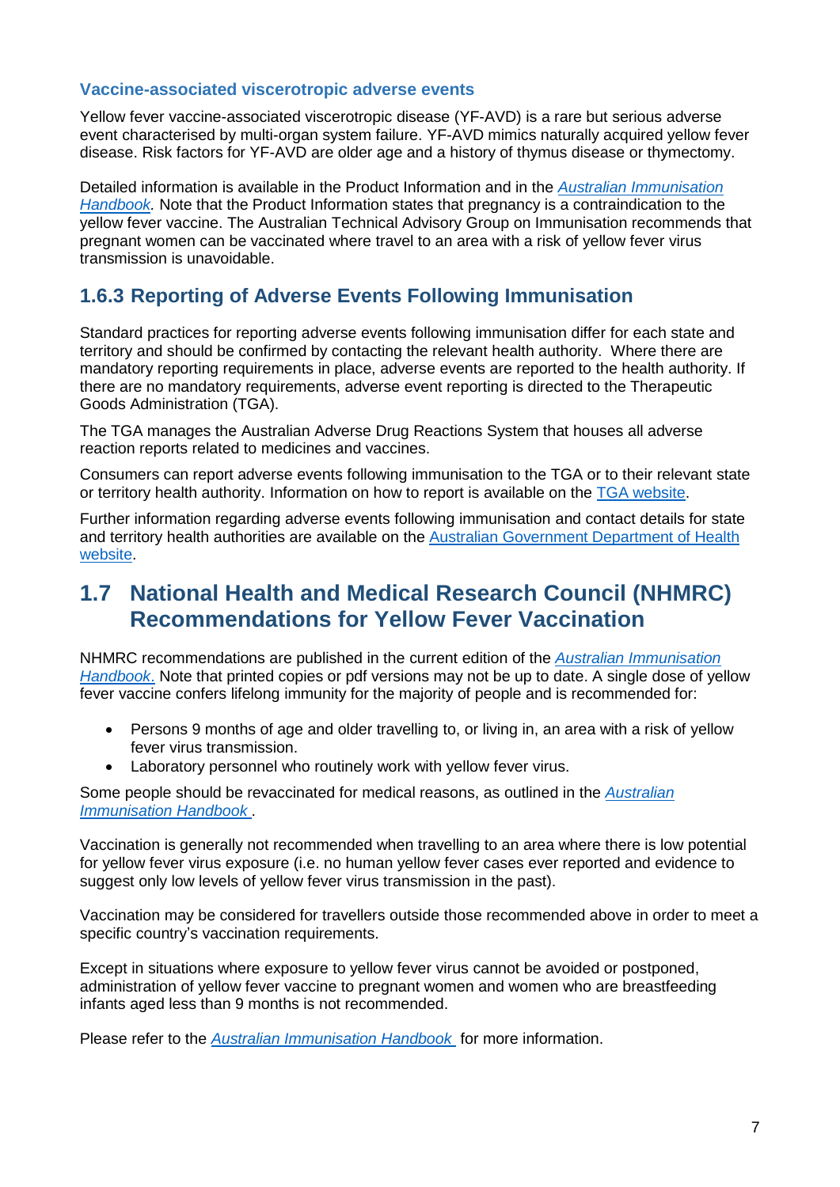### Vaccine-associated viscerotropic adverse events

Yellow fever vaccine-associated viscerotropic disease (YF-AVD) is a rare but serious adverse event characterised by multi-organ system failure. YF-AVD mimics naturally acquired yellow fever disease. Risk factors for YF-AVD are older age and a history of thymus disease or thymectomy.

Detailed information is available in the Product Information and in the *Australian Immunisation Handbook*. Note that the Product Information states that pregnancy is a contraindication to the yellow fever vaccine. The Australian Technical Advisory Group on Immunisation recommends that pregnant women can be vaccinated where travel to an area with a risk of yellow fever virus transmission is unavoidable.

## 1.6.3 Reporting of Adverse Events Following Immunisation

Standard practices for reporting adverse events following immunisation differ for each state and territory and should be confirmed by contacting the relevant health authority. Where there are mandatory reporting requirements in place, adverse events are reported to the health authority. If there are no mandatory requirements, adverse event reporting is directed to the Therapeutic Goods Administration (TGA).

The TGA manages the Australian Adverse Drug Reactions System that houses all adverse reaction reports related to medicines and vaccines.

Consumers can report adverse events following immunisation to the TGA or to their relevant state or territory health authority. Information on how to report is available on the TGA website.

Further information regarding adverse events following immunisation and contact details for state and territory health authorities are available on the Australian Government Department of Health website.

# 1.7 National Health and Medical Research Council (NHMRC) Recommendations for Yellow Fever Vaccination

NHMRC recommendations are published in the current edition of the *Australian Immunisation Handbook*. Note that printed copies or pdf versions may not be up to date. A single dose of yellow fever vaccine confers lifelong immunity for the majority of people and is recommended for:

- Persons 9 months of age and older travelling to, or living in, an area with a risk of yellow fever virus transmission.
- Laboratory personnel who routinely work with yellow fever virus.

Some people should be revaccinated for medical reasons, as outlined in the *Australian Immunisation Handbook*.

Vaccination is generally not recommended when travelling to an area where there is low potential for yellow fever virus exposure (i.e. no human yellow fever cases ever reported and evidence to suggest only low levels of yellow fever virus transmission in the past).

Vaccination may be considered for travellers outside those recommended above in order to meet a specific country's vaccination requirements.

Except in situations where exposure to yellow fever virus cannot be avoided or postponed, administration of yellow fever vaccine to pregnant women and women who are breastfeeding infants aged less than 9 months is not recommended.

Please refer to the *Australian Immunisation Handbook* for more information.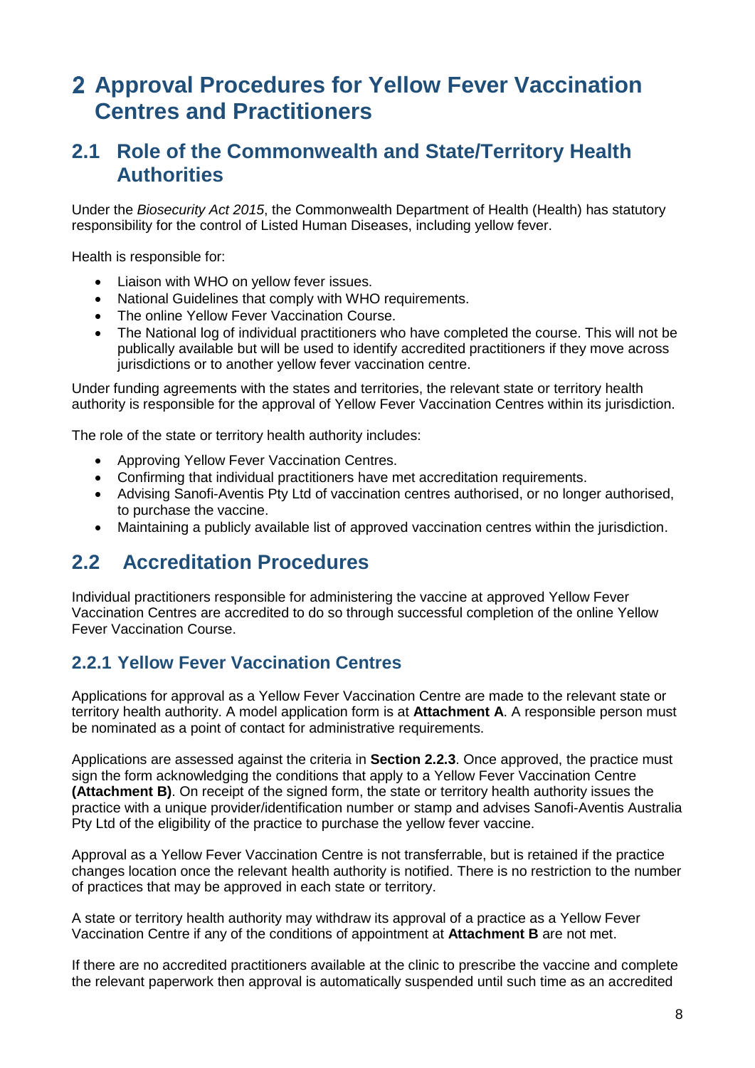# 2 Approval Procedures for Yellow Fever Vaccination Centres and Practitioners

## 2.1 Role of the Commonwealth and State/Territory Health Authorities

Under the *Biosecurity Act 2015*, the Commonwealth Department of Health (Health) has statutory responsibility for the control of Listed Human Diseases, including yellow fever.

Health is responsible for:

- Liaison with WHO on yellow fever issues.
- National Guidelines that comply with WHO requirements.
- The online Yellow Fever Vaccination Course.
- The National log of individual practitioners who have completed the course. This will not be publically available but will be used to identify accredited practitioners if they move across jurisdictions or to another yellow fever vaccination centre.

Under funding agreements with the states and territories, the relevant state or territory health authority is responsible for the approval of Yellow Fever Vaccination Centres within its jurisdiction.

The role of the state or territory health authority includes:

- Approving Yellow Fever Vaccination Centres.
- Confirming that individual practitioners have met accreditation requirements.
- Advising Sanofi-Aventis Pty Ltd of vaccination centres authorised, or no longer authorised, to purchase the vaccine.
- Maintaining a publicly available list of approved vaccination centres within the jurisdiction.

## 2.2 Accreditation Procedures

Individual practitioners responsible for administering the vaccine at approved Yellow Fever Vaccination Centres are accredited to do so through successful completion of the online Yellow Fever Vaccination Course.

### 2.2.1 Yellow Fever Vaccination Centres

Applications for approval as a Yellow Fever Vaccination Centre are made to the relevant state or territory health authority. A model application form is at **Attachment A**. A responsible person must be nominated as a point of contact for administrative requirements.

Applications are assessed against the criteria in **Section 2.2.3**. Once approved, the practice must sign the form acknowledging the conditions that apply to a Yellow Fever Vaccination Centre **(Attachment B)**. On receipt of the signed form, the state or territory health authority issues the practice with a unique provider/identification number or stamp and advises Sanofi-Aventis Australia Pty Ltd of the eligibility of the practice to purchase the yellow fever vaccine.

Approval as a Yellow Fever Vaccination Centre is not transferrable, but is retained if the practice changes location once the relevant health authority is notified. There is no restriction to the number of practices that may be approved in each state or territory.

A state or territory health authority may withdraw its approval of a practice as a Yellow Fever Vaccination Centre if any of the conditions of appointment at **Attachment B** are not met.

If there are no accredited practitioners available at the clinic to prescribe the vaccine and complete the relevant paperwork then approval is automatically suspended until such time as an accredited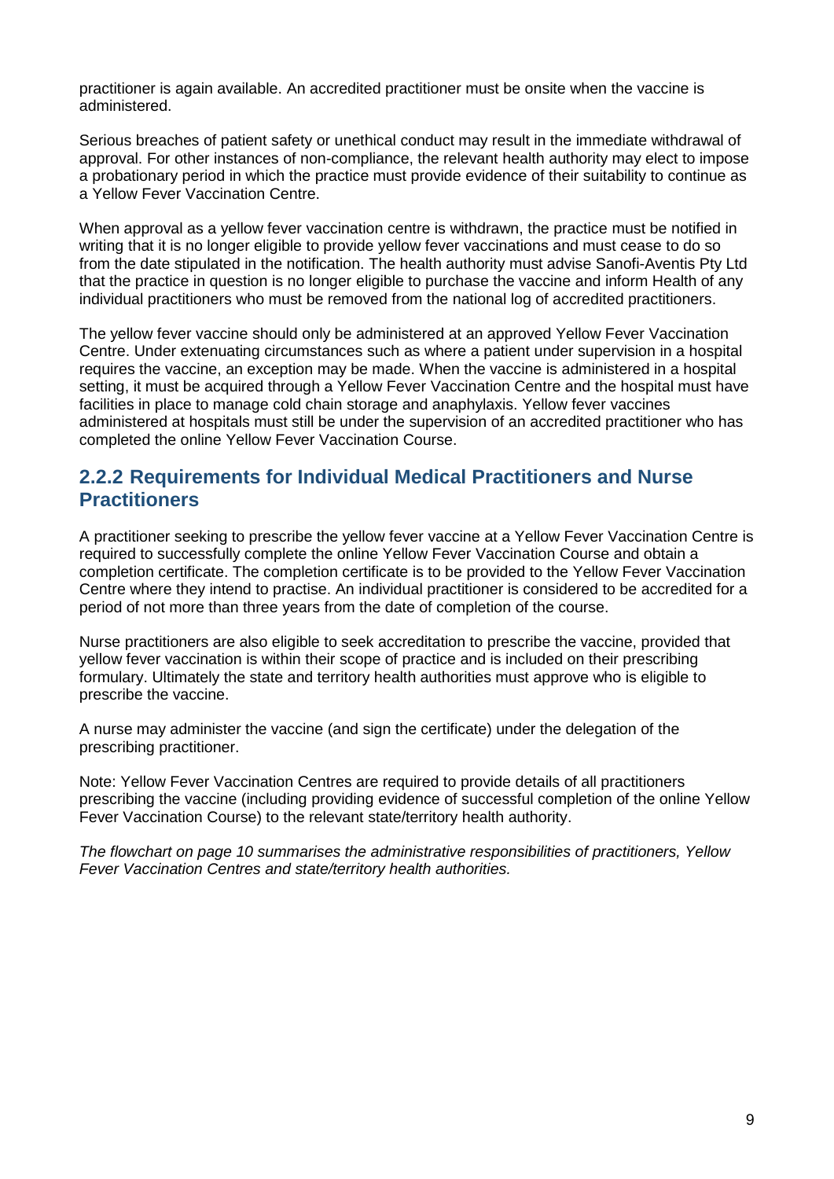practitioner is again available. An accredited practitioner must be onsite when the vaccine is administered.

Serious breaches of patient safety or unethical conduct may result in the immediate withdrawal of approval. For other instances of non-compliance, the relevant health authority may elect to impose a probationary period in which the practice must provide evidence of their suitability to continue as a Yellow Fever Vaccination Centre.

When approval as a yellow fever vaccination centre is withdrawn, the practice must be notified in writing that it is no longer eligible to provide yellow fever vaccinations and must cease to do so from the date stipulated in the notification. The health authority must advise Sanofi-Aventis Pty Ltd that the practice in question is no longer eligible to purchase the vaccine and inform Health of any individual practitioners who must be removed from the national log of accredited practitioners.

The yellow fever vaccine should only be administered at an approved Yellow Fever Vaccination Centre. Under extenuating circumstances such as where a patient under supervision in a hospital requires the vaccine, an exception may be made. When the vaccine is administered in a hospital setting, it must be acquired through a Yellow Fever Vaccination Centre and the hospital must have facilities in place to manage cold chain storage and anaphylaxis. Yellow fever vaccines administered at hospitals must still be under the supervision of an accredited practitioner who has completed the online Yellow Fever Vaccination Course.

### 2.2.2 Requirements for Individual Medical Practitioners and Nurse Practitioners

A practitioner seeking to prescribe the yellow fever vaccine at a Yellow Fever Vaccination Centre is required to successfully complete the online Yellow Fever Vaccination Course and obtain a completion certificate. The completion certificate is to be provided to the Yellow Fever Vaccination Centre where they intend to practise. An individual practitioner is considered to be accredited for a period of not more than three years from the date of completion of the course.

Nurse practitioners are also eligible to seek accreditation to prescribe the vaccine, provided that yellow fever vaccination is within their scope of practice and is included on their prescribing formulary. Ultimately the state and territory health authorities must approve who is eligible to prescribe the vaccine.

A nurse may administer the vaccine (and sign the certificate) under the delegation of the prescribing practitioner.

Note: Yellow Fever Vaccination Centres are required to provide details of all practitioners prescribing the vaccine (including providing evidence of successful completion of the online Yellow Fever Vaccination Course) to the relevant state/territory health authority.

*The flowchart on page 10 summarises the administrative responsibilities of practitioners, Yellow Fever Vaccination Centres and state/territory health authorities.*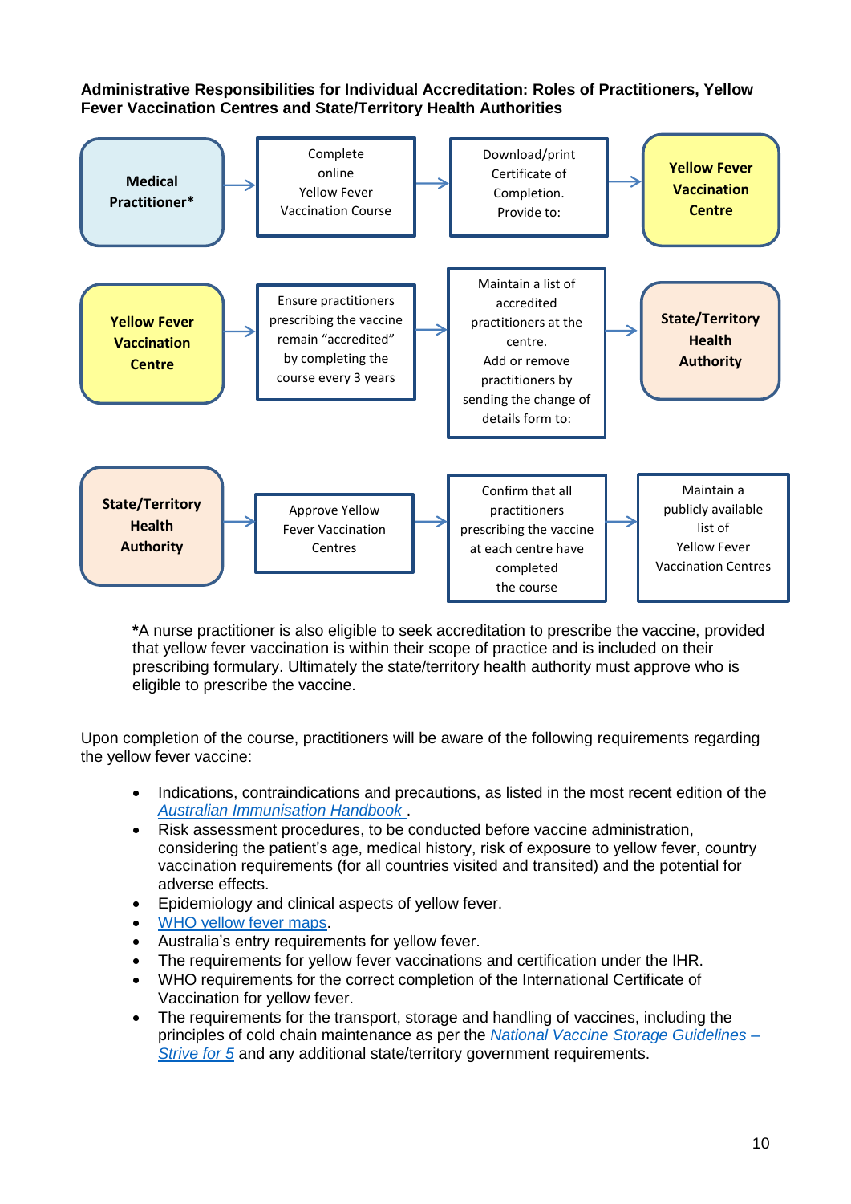**Administrative Responsibilities for Individual Accreditation: Roles of Practitioners, Yellow Fever Vaccination Centres and State/Territory Health Authorities**

**Medical Practitioner*** → Complete online Yellow Fever Vaccination Course → Download/print Certificate of Completion. Provide to: → **Yellow Fever Vaccination Centre**

**Yellow Fever Vaccination Centre** → Ensure practitioners prescribing the vaccine remain "accredited" by completing the course every 3 years → Maintain a list of accredited practitioners at the centre. Add or remove practitioners by sending the change of details form to: → **State/Territory Health Authority**

**State/Territory Health Authority** → Approve Yellow Fever Vaccination Centres → Confirm that all practitioners prescribing the vaccine at each centre have completed the course → Maintain a publicly available list of Yellow Fever Vaccination Centres

***A nurse practitioner is also eligible to seek accreditation to prescribe the vaccine, provided that yellow fever vaccination is within their scope of practice and is included on their prescribing formulary. Ultimately the state/territory health authority must approve who is eligible to prescribe the vaccine.

Upon completion of the course, practitioners will be aware of the following requirements regarding the yellow fever vaccine:

- Indications, contraindications and precautions, as listed in the most recent edition of the *Australian Immunisation Handbook* .
- Risk assessment procedures, to be conducted before vaccine administration, considering the patient's age, medical history, risk of exposure to yellow fever, country vaccination requirements (for all countries visited and transited) and the potential for adverse effects.
- Epidemiology and clinical aspects of yellow fever.
- WHO yellow fever maps.
- Australia's entry requirements for yellow fever.
- The requirements for yellow fever vaccinations and certification under the IHR.
- WHO requirements for the correct completion of the International Certificate of Vaccination for yellow fever.
- The requirements for the transport, storage and handling of vaccines, including the principles of cold chain maintenance as per the *National Vaccine Storage Guidelines – Strive for 5* and any additional state/territory government requirements.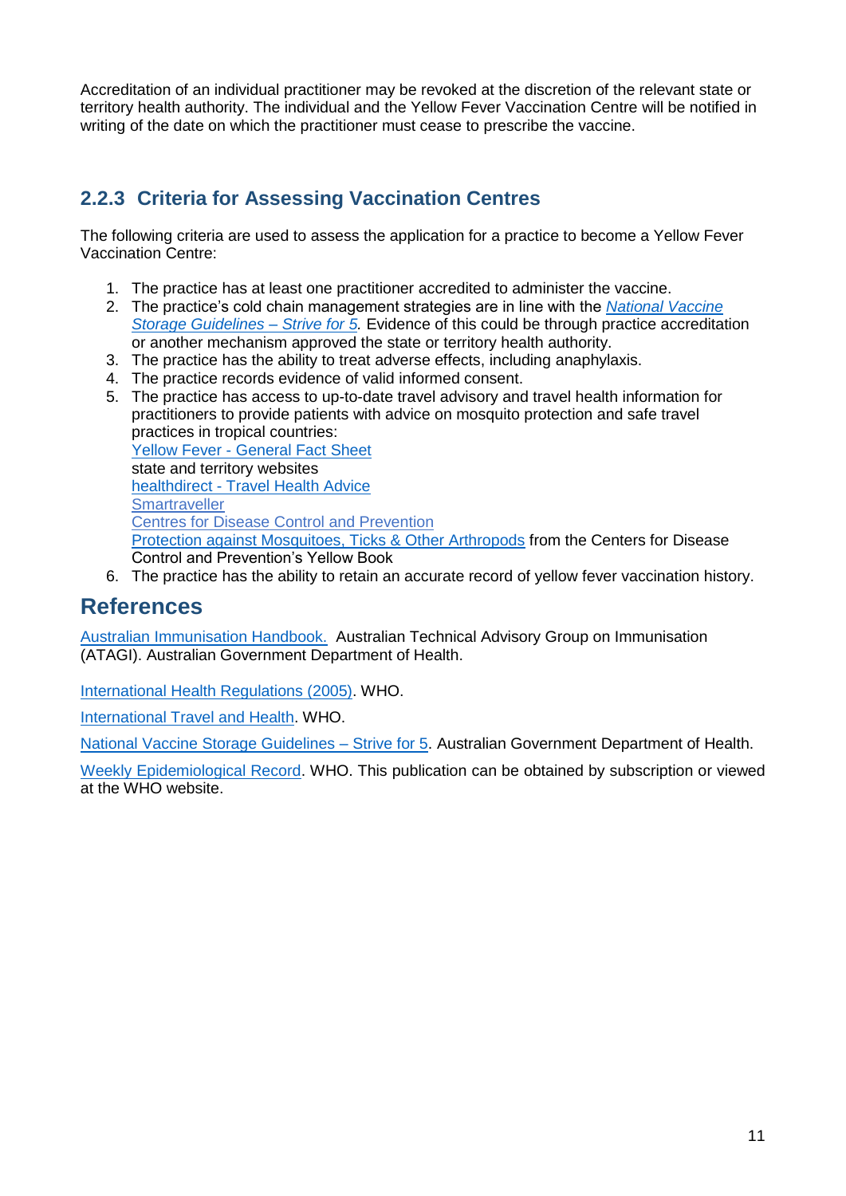Accreditation of an individual practitioner may be revoked at the discretion of the relevant state or territory health authority. The individual and the Yellow Fever Vaccination Centre will be notified in writing of the date on which the practitioner must cease to prescribe the vaccine.

### 2.2.3 Criteria for Assessing Vaccination Centres

The following criteria are used to assess the application for a practice to become a Yellow Fever Vaccination Centre:

1. The practice has at least one practitioner accredited to administer the vaccine.
2. The practice's cold chain management strategies are in line with the *National Vaccine Storage Guidelines – Strive for 5*. Evidence of this could be through practice accreditation or another mechanism approved the state or territory health authority.
3. The practice has the ability to treat adverse effects, including anaphylaxis.
4. The practice records evidence of valid informed consent.
5. The practice has access to up-to-date travel advisory and travel health information for practitioners to provide patients with advice on mosquito protection and safe travel practices in tropical countries:
   Yellow Fever - General Fact Sheet
   state and territory websites
   healthdirect - Travel Health Advice
   Smartraveller
   Centres for Disease Control and Prevention
   Protection against Mosquitoes, Ticks & Other Arthropods from the Centers for Disease Control and Prevention's Yellow Book
6. The practice has the ability to retain an accurate record of yellow fever vaccination history.

## References

Australian Immunisation Handbook. Australian Technical Advisory Group on Immunisation (ATAGI). Australian Government Department of Health.

International Health Regulations (2005). WHO.

International Travel and Health. WHO.

National Vaccine Storage Guidelines – Strive for 5. Australian Government Department of Health.

Weekly Epidemiological Record. WHO. This publication can be obtained by subscription or viewed at the WHO website.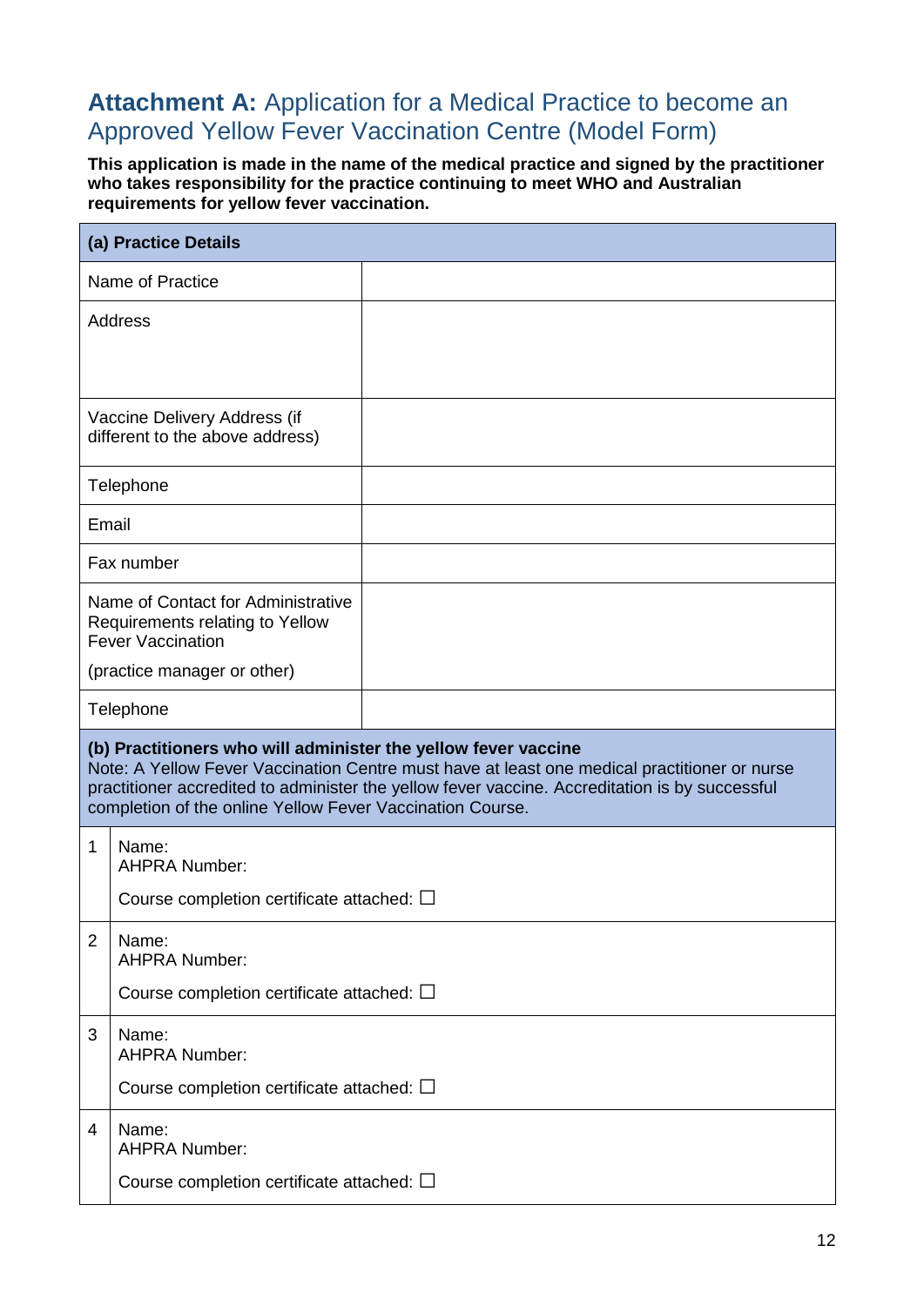## **Attachment A:** Application for a Medical Practice to become an Approved Yellow Fever Vaccination Centre (Model Form)

**This application is made in the name of the medical practice and signed by the practitioner who takes responsibility for the practice continuing to meet WHO and Australian requirements for yellow fever vaccination.**

| **(a) Practice Details** | |
|---|---|
| Name of Practice | |
| Address | |
| Vaccine Delivery Address (if different to the above address) | |
| Telephone | |
| Email | |
| Fax number | |
| Name of Contact for Administrative Requirements relating to Yellow Fever Vaccination<br><br>(practice manager or other) | |
| Telephone | |

| **(b) Practitioners who will administer the yellow fever vaccine**<br>Note: A Yellow Fever Vaccination Centre must have at least one medical practitioner or nurse practitioner accredited to administer the yellow fever vaccine. Accreditation is by successful completion of the online Yellow Fever Vaccination Course. | |
|---|---|
| 1 | Name:<br>AHPRA Number:<br><br>Course completion certificate attached: ☐ |
| 2 | Name:<br>AHPRA Number:<br><br>Course completion certificate attached: ☐ |
| 3 | Name:<br>AHPRA Number:<br><br>Course completion certificate attached: ☐ |
| 4 | Name:<br>AHPRA Number:<br><br>Course completion certificate attached: ☐ |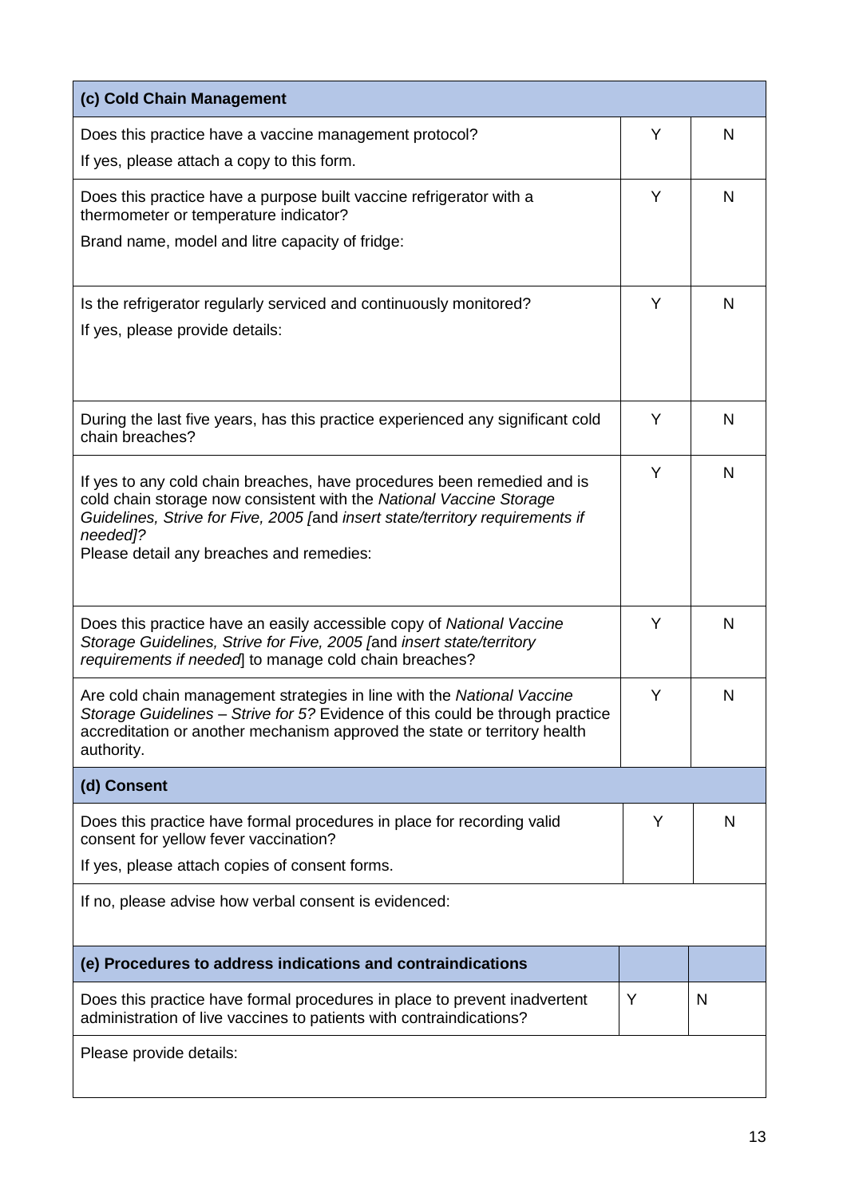| (c) Cold Chain Management | | |
|---|---|---|
| Does this practice have a vaccine management protocol?<br>If yes, please attach a copy to this form. | Y | N |
| Does this practice have a purpose built vaccine refrigerator with a thermometer or temperature indicator?<br>Brand name, model and litre capacity of fridge: | Y | N |
| Is the refrigerator regularly serviced and continuously monitored?<br>If yes, please provide details: | Y | N |
| During the last five years, has this practice experienced any significant cold chain breaches? | Y | N |
| If yes to any cold chain breaches, have procedures been remedied and is cold chain storage now consistent with the *National Vaccine Storage Guidelines, Strive for Five, 2005 [*and *insert state/territory requirements if needed]?*<br>Please detail any breaches and remedies: | Y | N |
| Does this practice have an easily accessible copy of *National Vaccine Storage Guidelines, Strive for Five, 2005 [*and *insert state/territory requirements if needed*] to manage cold chain breaches? | Y | N |
| Are cold chain management strategies in line with the *National Vaccine Storage Guidelines – Strive for 5?* Evidence of this could be through practice accreditation or another mechanism approved the state or territory health authority. | Y | N |
| **(d) Consent** | | |
| Does this practice have formal procedures in place for recording valid consent for yellow fever vaccination?<br>If yes, please attach copies of consent forms. | Y | N |
| If no, please advise how verbal consent is evidenced: | | |
| **(e) Procedures to address indications and contraindications** | | |
| Does this practice have formal procedures in place to prevent inadvertent administration of live vaccines to patients with contraindications? | Y | N |
| Please provide details: | | |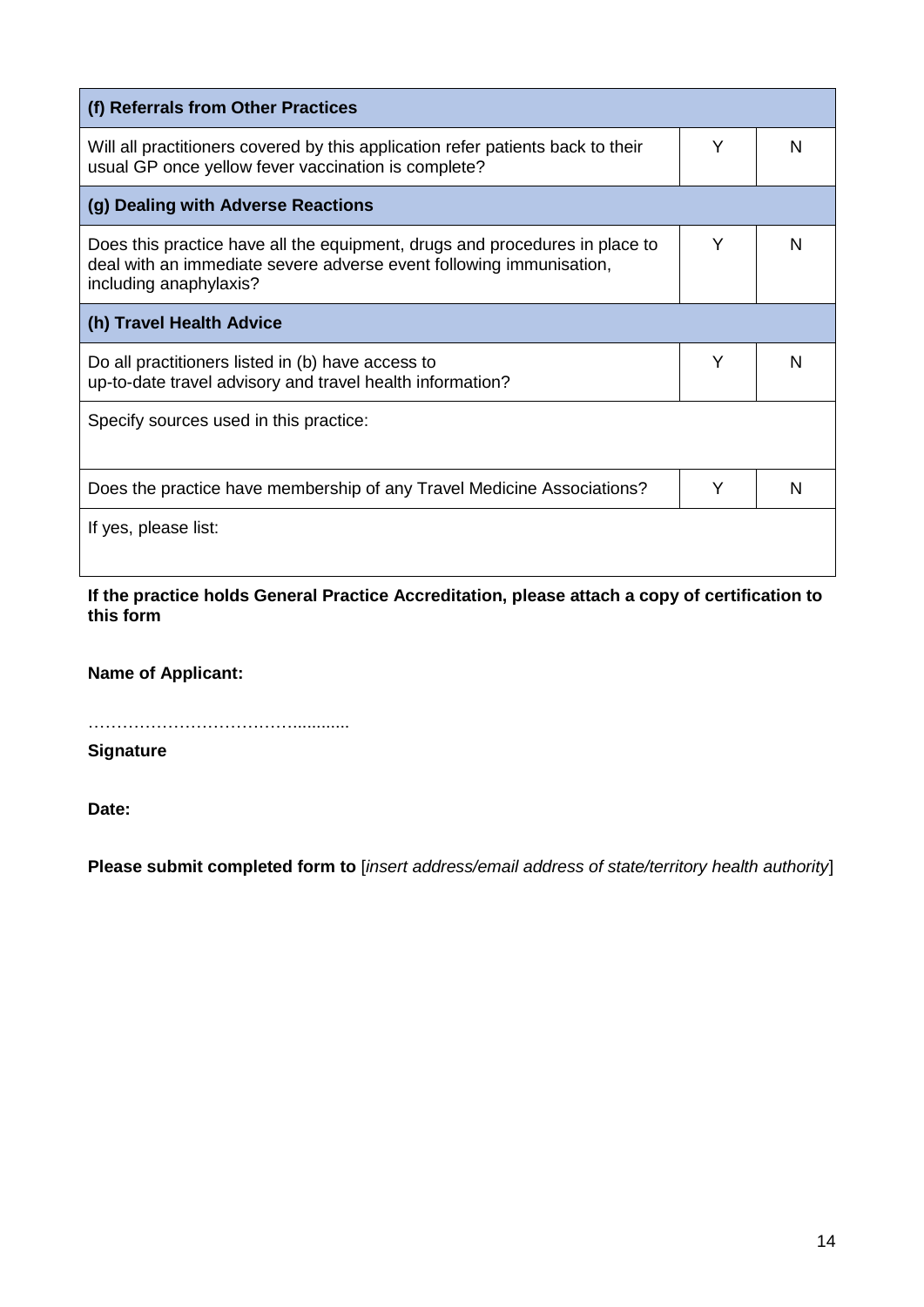| (f) Referrals from Other Practices | | |
|---|---|---|
| Will all practitioners covered by this application refer patients back to their usual GP once yellow fever vaccination is complete? | Y | N |
| **(g) Dealing with Adverse Reactions** | | |
| Does this practice have all the equipment, drugs and procedures in place to deal with an immediate severe adverse event following immunisation, including anaphylaxis? | Y | N |
| **(h) Travel Health Advice** | | |
| Do all practitioners listed in (b) have access to up-to-date travel advisory and travel health information? | Y | N |
| Specify sources used in this practice: | | |
| Does the practice have membership of any Travel Medicine Associations? | Y | N |
| If yes, please list: | | |

**If the practice holds General Practice Accreditation, please attach a copy of certification to this form**

**Name of Applicant:**

……………………………….........

**Signature**

**Date:**

**Please submit completed form to** [*insert address/email address of state/territory health authority*]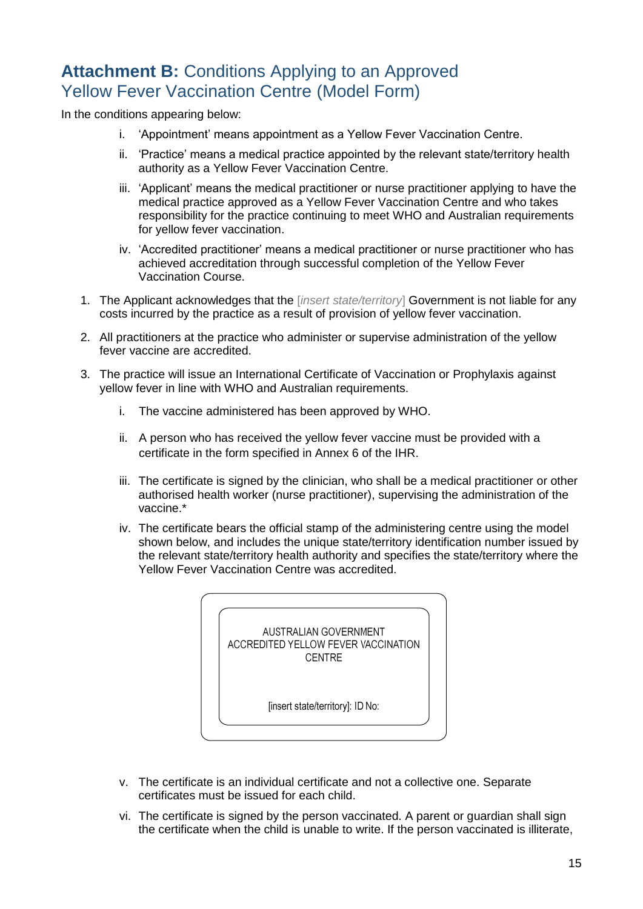## **Attachment B:** Conditions Applying to an Approved Yellow Fever Vaccination Centre (Model Form)

In the conditions appearing below:

i. 'Appointment' means appointment as a Yellow Fever Vaccination Centre.

ii. 'Practice' means a medical practice appointed by the relevant state/territory health authority as a Yellow Fever Vaccination Centre.

iii. 'Applicant' means the medical practitioner or nurse practitioner applying to have the medical practice approved as a Yellow Fever Vaccination Centre and who takes responsibility for the practice continuing to meet WHO and Australian requirements for yellow fever vaccination.

iv. 'Accredited practitioner' means a medical practitioner or nurse practitioner who has achieved accreditation through successful completion of the Yellow Fever Vaccination Course.

1. The Applicant acknowledges that the [*insert state/territory*] Government is not liable for any costs incurred by the practice as a result of provision of yellow fever vaccination.

2. All practitioners at the practice who administer or supervise administration of the yellow fever vaccine are accredited.

3. The practice will issue an International Certificate of Vaccination or Prophylaxis against yellow fever in line with WHO and Australian requirements.

   i. The vaccine administered has been approved by WHO.

   ii. A person who has received the yellow fever vaccine must be provided with a certificate in the form specified in Annex 6 of the IHR.

   iii. The certificate is signed by the clinician, who shall be a medical practitioner or other authorised health worker (nurse practitioner), supervising the administration of the vaccine.*

   iv. The certificate bears the official stamp of the administering centre using the model shown below, and includes the unique state/territory identification number issued by the relevant state/territory health authority and specifies the state/territory where the Yellow Fever Vaccination Centre was accredited.

   | AUSTRALIAN GOVERNMENT ACCREDITED YELLOW FEVER VACCINATION CENTRE |
   |---|
   | [insert state/territory]: ID No: |

   v. The certificate is an individual certificate and not a collective one. Separate certificates must be issued for each child.

   vi. The certificate is signed by the person vaccinated. A parent or guardian shall sign the certificate when the child is unable to write. If the person vaccinated is illiterate,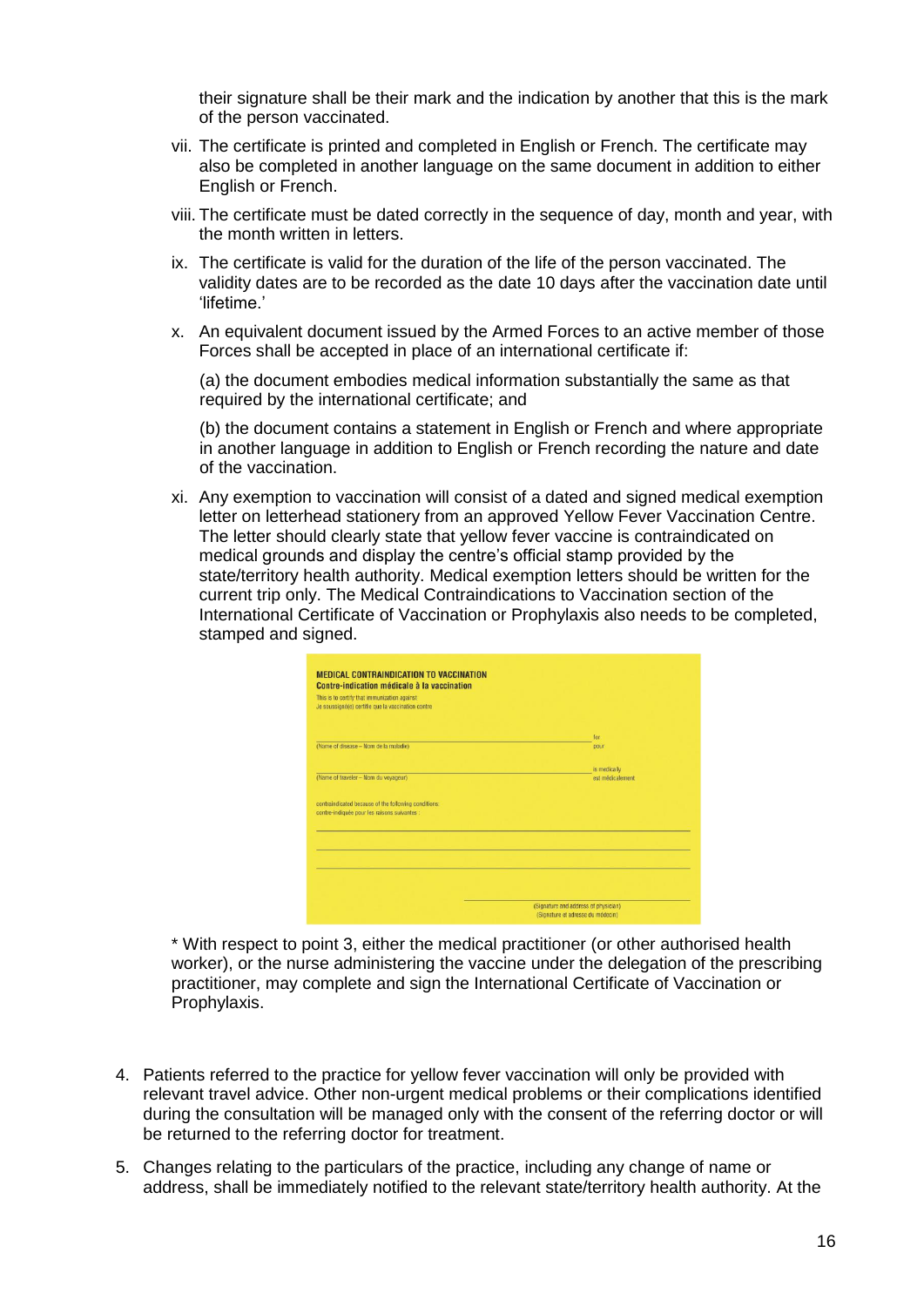their signature shall be their mark and the indication by another that this is the mark of the person vaccinated.

vii. The certificate is printed and completed in English or French. The certificate may also be completed in another language on the same document in addition to either English or French.

viii. The certificate must be dated correctly in the sequence of day, month and year, with the month written in letters.

ix. The certificate is valid for the duration of the life of the person vaccinated. The validity dates are to be recorded as the date 10 days after the vaccination date until 'lifetime.'

x. An equivalent document issued by the Armed Forces to an active member of those Forces shall be accepted in place of an international certificate if:

   (a) the document embodies medical information substantially the same as that required by the international certificate; and

   (b) the document contains a statement in English or French and where appropriate in another language in addition to English or French recording the nature and date of the vaccination.

xi. Any exemption to vaccination will consist of a dated and signed medical exemption letter on letterhead stationery from an approved Yellow Fever Vaccination Centre. The letter should clearly state that yellow fever vaccine is contraindicated on medical grounds and display the centre's official stamp provided by the state/territory health authority. Medical exemption letters should be written for the current trip only. The Medical Contraindications to Vaccination section of the International Certificate of Vaccination or Prophylaxis also needs to be completed, stamped and signed.

**MEDICAL CONTRAINDICATION TO VACCINATION**
**Contre-indication médicale à la vaccination**

This is to certify that immunization against
Je soussigné(e) certifie que la vaccination contre

(Name of disease – Nom de la maladie) ______ for / pour

(Name of traveler – Nom du voyageur) ______ is medically / est médicalement

contraindicated because of the following conditions:
contre-indiquée pour les raisons suivantes :

______

______

______

(Signature and address of physician)
(Signature et adresse du médecin)

\* With respect to point 3, either the medical practitioner (or other authorised health worker), or the nurse administering the vaccine under the delegation of the prescribing practitioner, may complete and sign the International Certificate of Vaccination or Prophylaxis.

4. Patients referred to the practice for yellow fever vaccination will only be provided with relevant travel advice. Other non-urgent medical problems or their complications identified during the consultation will be managed only with the consent of the referring doctor or will be returned to the referring doctor for treatment.

5. Changes relating to the particulars of the practice, including any change of name or address, shall be immediately notified to the relevant state/territory health authority. At the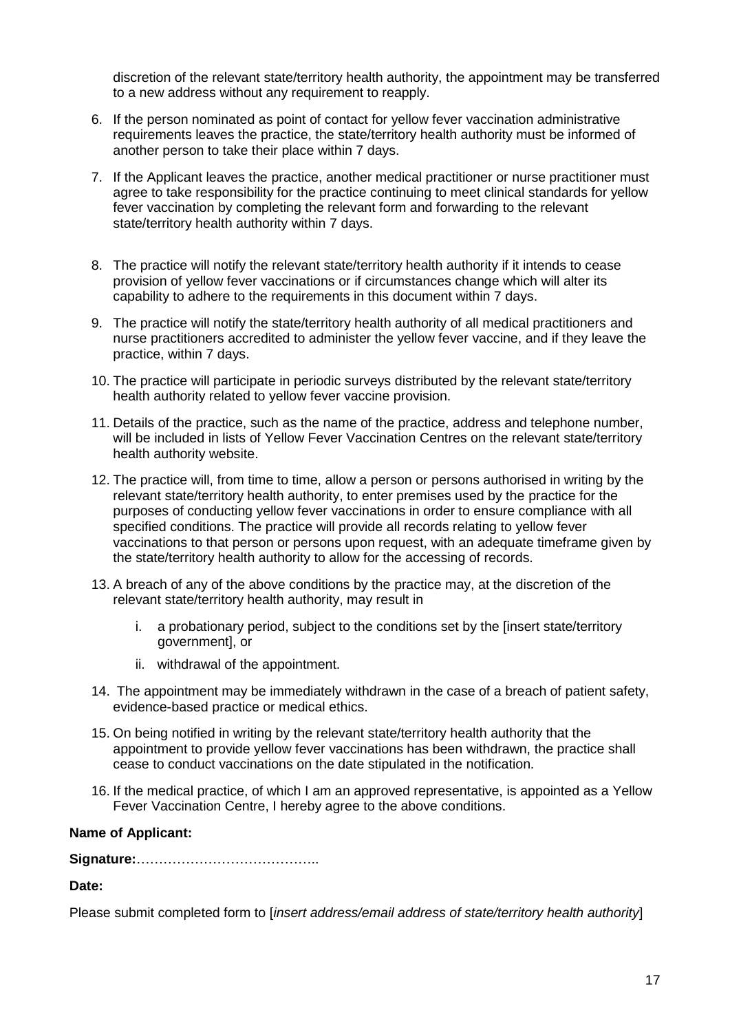discretion of the relevant state/territory health authority, the appointment may be transferred to a new address without any requirement to reapply.

6. If the person nominated as point of contact for yellow fever vaccination administrative requirements leaves the practice, the state/territory health authority must be informed of another person to take their place within 7 days.
7. If the Applicant leaves the practice, another medical practitioner or nurse practitioner must agree to take responsibility for the practice continuing to meet clinical standards for yellow fever vaccination by completing the relevant form and forwarding to the relevant state/territory health authority within 7 days.
8. The practice will notify the relevant state/territory health authority if it intends to cease provision of yellow fever vaccinations or if circumstances change which will alter its capability to adhere to the requirements in this document within 7 days.
9. The practice will notify the state/territory health authority of all medical practitioners and nurse practitioners accredited to administer the yellow fever vaccine, and if they leave the practice, within 7 days.
10. The practice will participate in periodic surveys distributed by the relevant state/territory health authority related to yellow fever vaccine provision.
11. Details of the practice, such as the name of the practice, address and telephone number, will be included in lists of Yellow Fever Vaccination Centres on the relevant state/territory health authority website.
12. The practice will, from time to time, allow a person or persons authorised in writing by the relevant state/territory health authority, to enter premises used by the practice for the purposes of conducting yellow fever vaccinations in order to ensure compliance with all specified conditions. The practice will provide all records relating to yellow fever vaccinations to that person or persons upon request, with an adequate timeframe given by the state/territory health authority to allow for the accessing of records.
13. A breach of any of the above conditions by the practice may, at the discretion of the relevant state/territory health authority, may result in
    i. a probationary period, subject to the conditions set by the [insert state/territory government], or
    ii. withdrawal of the appointment.
14. The appointment may be immediately withdrawn in the case of a breach of patient safety, evidence-based practice or medical ethics.
15. On being notified in writing by the relevant state/territory health authority that the appointment to provide yellow fever vaccinations has been withdrawn, the practice shall cease to conduct vaccinations on the date stipulated in the notification.
16. If the medical practice, of which I am an approved representative, is appointed as a Yellow Fever Vaccination Centre, I hereby agree to the above conditions.

**Name of Applicant:**

**Signature:**…………………………………..

**Date:**

Please submit completed form to [*insert address/email address of state/territory health authority*]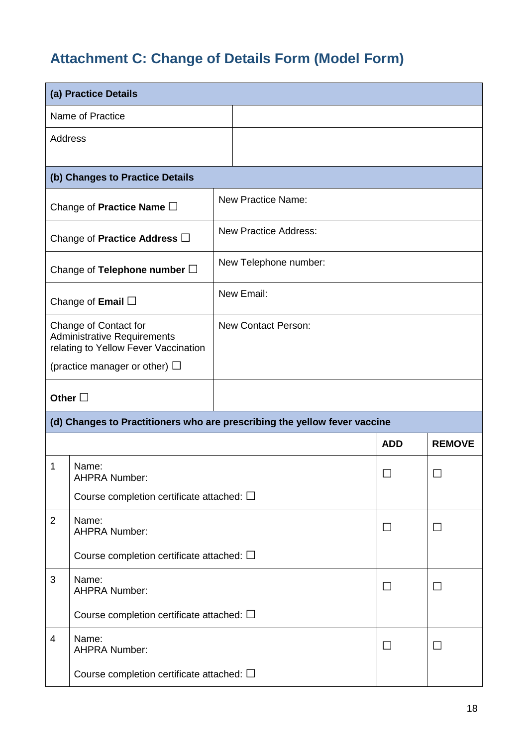# Attachment C: Change of Details Form (Model Form)

| **(a) Practice Details** | |
|---|---|
| Name of Practice | |
| Address | |

| **(b) Changes to Practice Details** | |
|---|---|
| Change of **Practice Name** ☐ | New Practice Name: |
| Change of **Practice Address** ☐ | New Practice Address: |
| Change of **Telephone number** ☐ | New Telephone number: |
| Change of **Email** ☐ | New Email: |
| Change of Contact for Administrative Requirements relating to Yellow Fever Vaccination (practice manager or other) ☐ | New Contact Person: |
| **Other** ☐ | |

| **(d) Changes to Practitioners who are prescribing the yellow fever vaccine** | | | |
|---|---|---|---|
| | | **ADD** | **REMOVE** |
| 1 | Name:<br>AHPRA Number:<br>Course completion certificate attached: ☐ | ☐ | ☐ |
| 2 | Name:<br>AHPRA Number:<br>Course completion certificate attached: ☐ | ☐ | ☐ |
| 3 | Name:<br>AHPRA Number:<br>Course completion certificate attached: ☐ | ☐ | ☐ |
| 4 | Name:<br>AHPRA Number:<br>Course completion certificate attached: ☐ | ☐ | ☐ |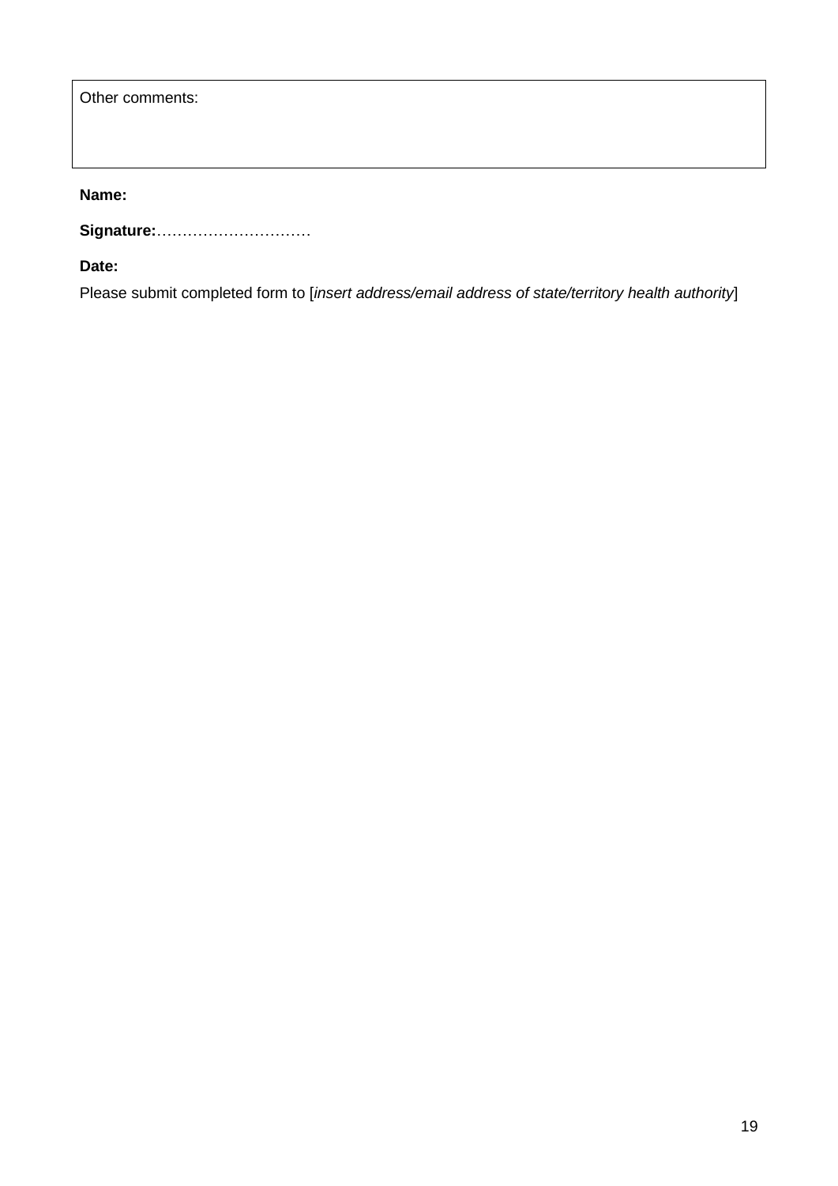| Other comments: |
| --- |

**Name:**

**Signature:**…………………………

**Date:**

Please submit completed form to [*insert address/email address of state/territory health authority*]